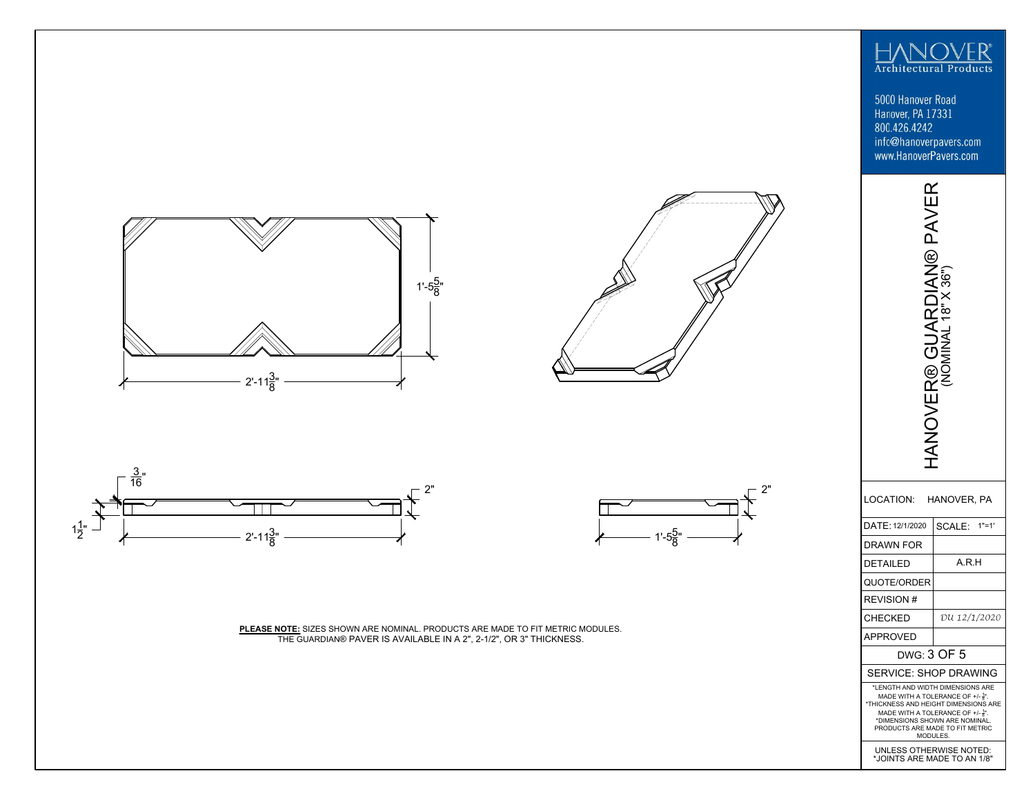1'-5 5/8"

2'-11 3/8"

3/16"

2"

1 1/2"

2'-11 3/8"

2"

1'-5 5/8"

**PLEASE NOTE:** SIZES SHOWN ARE NOMINAL. PRODUCTS ARE MADE TO FIT METRIC MODULES.
THE GUARDIAN® PAVER IS AVAILABLE IN A 2", 2-1/2", OR 3" THICKNESS.

HANOVER® Architectural Products

5000 Hanover Road
Hanover, PA 17331
800.426.4242
info@hanoverpavers.com
www.HanoverPavers.com

# HANOVER® GUARDIAN® PAVER
(NOMINAL 18" X 36")

| LOCATION: | HANOVER, PA |
|---|---|
| DATE: 12/1/2020 | SCALE: 1"=1' |
| DRAWN FOR | |
| DETAILED | A.R.H |
| QUOTE/ORDER | |
| REVISION # | |
| CHECKED | DU 12/1/2020 |
| APPROVED | |

DWG: 3 OF 5

SERVICE: SHOP DRAWING

*LENGTH AND WIDTH DIMENSIONS ARE MADE WITH A TOLERANCE OF +/- 1/8".
*THICKNESS AND HEIGHT DIMENSIONS ARE MADE WITH A TOLERANCE OF +/- 1/8".
*DIMENSIONS SHOWN ARE NOMINAL. PRODUCTS ARE MADE TO FIT METRIC MODULES.

UNLESS OTHERWISE NOTED:
*JOINTS ARE MADE TO AN 1/8"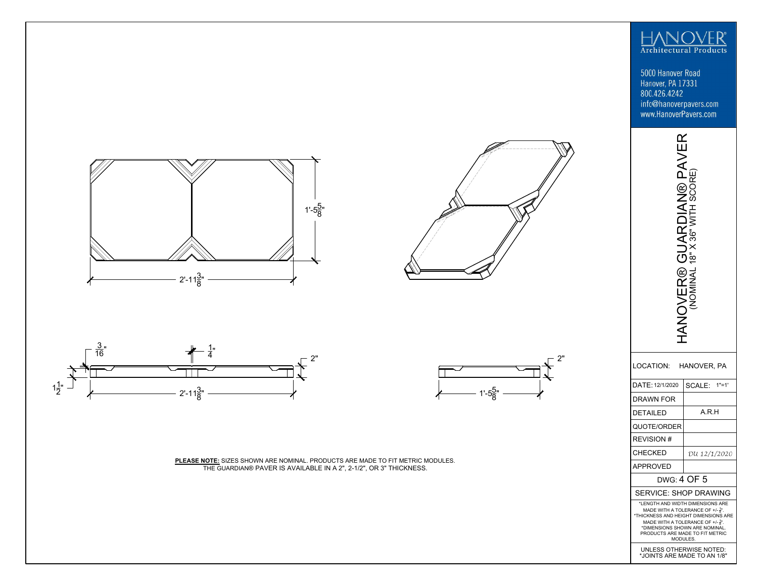1'-5 5/8"

2'-11 3/8"

3/16"

1/4"

2"

1 1/2"

2'-11 3/8"

2"

1'-5 5/8"

**PLEASE NOTE:** SIZES SHOWN ARE NOMINAL. PRODUCTS ARE MADE TO FIT METRIC MODULES.
THE GUARDIAN® PAVER IS AVAILABLE IN A 2", 2-1/2", OR 3" THICKNESS.

HANOVER® Architectural Products

5000 Hanover Road
Hanover, PA 17331
800.426.4242
info@hanoverpavers.com
www.HanoverPavers.com

# HANOVER® GUARDIAN® PAVER

(NOMINAL 18" X 36" WITH SCORE)

| | |
|---|---|
| LOCATION: | HANOVER, PA |
| DATE: 12/1/2020 | SCALE: 1"=1' |
| DRAWN FOR | |
| DETAILED | A.R.H |
| QUOTE/ORDER | |
| REVISION # | |
| CHECKED | DU 12/1/2020 |
| APPROVED | |

DWG: 4 OF 5

SERVICE: SHOP DRAWING

*LENGTH AND WIDTH DIMENSIONS ARE MADE WITH A TOLERANCE OF +/- 1/8".
*THICKNESS AND HEIGHT DIMENSIONS ARE MADE WITH A TOLERANCE OF +/- 1/8".
*DIMENSIONS SHOWN ARE NOMINAL. PRODUCTS ARE MADE TO FIT METRIC MODULES.

UNLESS OTHERWISE NOTED:
*JOINTS ARE MADE TO AN 1/8"